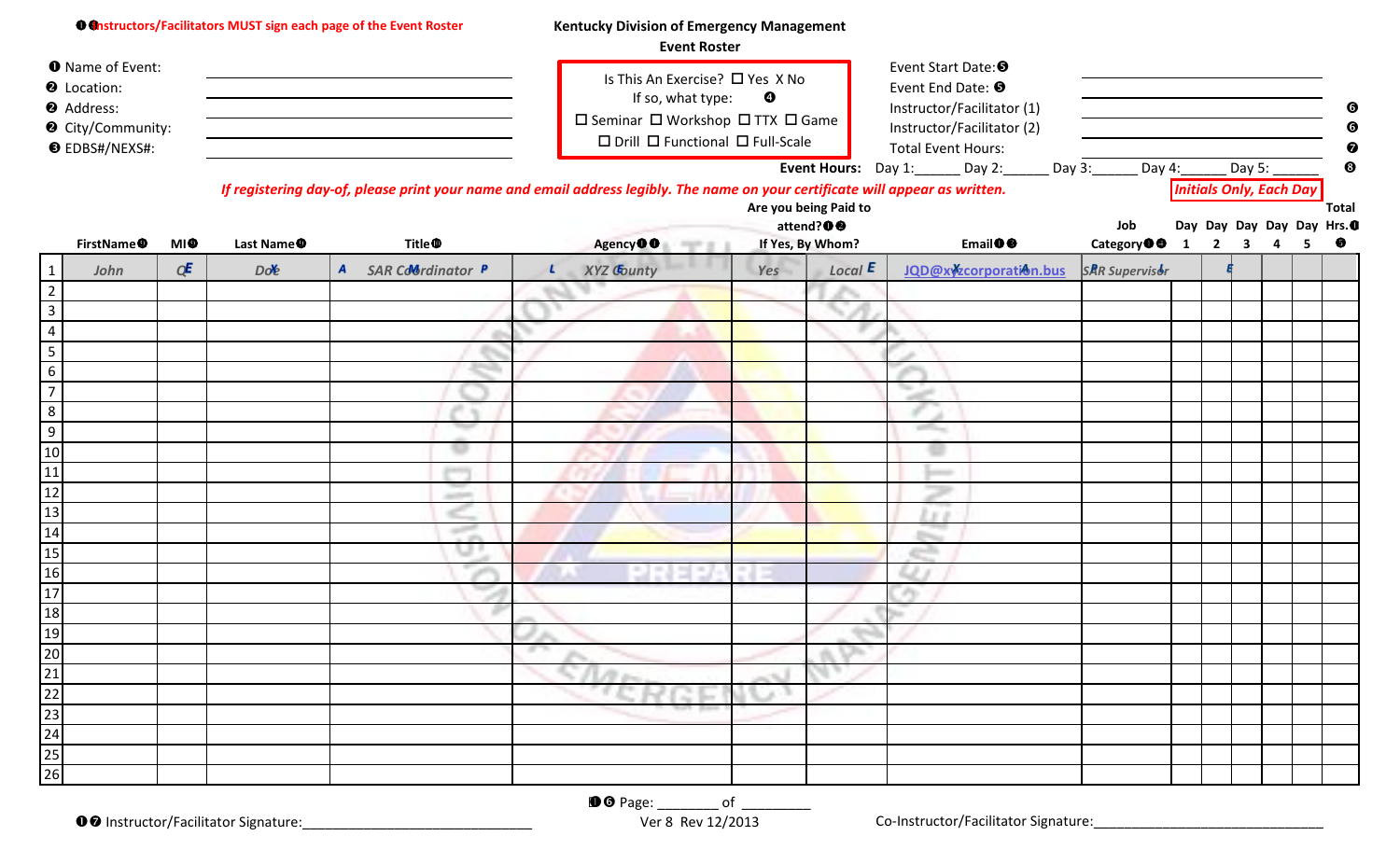**❶❼Instructors/Facilitators MUST sign each page of the Event Roster**

# Kentucky Division of Emergency Management
## Event Roster

❶ Name of Event: ______________________

❷ Location: ______________________

❷ Address: ______________________

❷ City/Community: ______________________

❸ EDBS#/NEXS#: ______________________

Is This An Exercise? ☐ Yes X No
If so, what type: ❹
☐ Seminar ☐ Workshop ☐ TTX ☐ Game
☐ Drill ☐ Functional ☐ Full-Scale

Event Start Date:❺ ______________________

Event End Date: ❺ ______________________

Instructor/Facilitator (1) ______________________ ❻

Instructor/Facilitator (2) ______________________ ❻

Total Event Hours: ______________________ ❼

**Event Hours:** Day 1:______ Day 2:______ Day 3:______ Day 4:______ Day 5: ______ ❽

*If registering day-of, please print your name and email address legibly. The name on your certificate will appear as written.*

*Initials Only, Each Day*

| | FirstName❾ | MI❾ | Last Name❾ | Title❿ | Agency❶❶ | Are you being Paid to attend?❶❷ | If Yes, By Whom? | Email❶❸ | Job Category❶❹ | Day 1 | Day 2 | Day 3 | Day 4 | Day 5 | Total Hrs.❶ ❺ |
|---|---|---|---|---|---|---|---|---|---|---|---|---|---|---|---|
| 1 | John | Q | Doe | SAR Coordinator | XYZ County | Yes | Local | JQD@xyzcorporation.bus | SAR Supervisor | | | | | | |
| 2 | | | | | | | | | | | | | | | |
| 3 | | | | | | | | | | | | | | | |
| 4 | | | | | | | | | | | | | | | |
| 5 | | | | | | | | | | | | | | | |
| 6 | | | | | | | | | | | | | | | |
| 7 | | | | | | | | | | | | | | | |
| 8 | | | | | | | | | | | | | | | |
| 9 | | | | | | | | | | | | | | | |
| 10 | | | | | | | | | | | | | | | |
| 11 | | | | | | | | | | | | | | | |
| 12 | | | | | | | | | | | | | | | |
| 13 | | | | | | | | | | | | | | | |
| 14 | | | | | | | | | | | | | | | |
| 15 | | | | | | | | | | | | | | | |
| 16 | | | | | | | | | | | | | | | |
| 17 | | | | | | | | | | | | | | | |
| 18 | | | | | | | | | | | | | | | |
| 19 | | | | | | | | | | | | | | | |
| 20 | | | | | | | | | | | | | | | |
| 21 | | | | | | | | | | | | | | | |
| 22 | | | | | | | | | | | | | | | |
| 23 | | | | | | | | | | | | | | | |
| 24 | | | | | | | | | | | | | | | |
| 25 | | | | | | | | | | | | | | | |
| 26 | | | | | | | | | | | | | | | |

❶❼ Instructor/Facilitator Signature:______________________________

❶❻ Page: ________ of _________

Ver 8 Rev 12/2013

Co-Instructor/Facilitator Signature:______________________________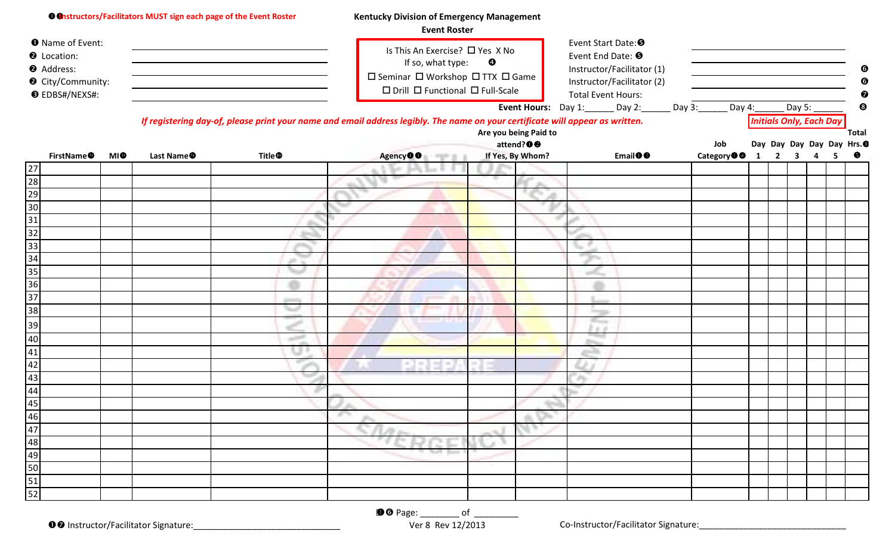**❶❼Instructors/Facilitators MUST sign each page of the Event Roster**

# Kentucky Division of Emergency Management
## Event Roster

❶ Name of Event: ______________________

❷ Location: ______________________

❷ Address: ______________________

❷ City/Community: ______________________

❸ EDBS#/NEXS#: ______________________

Is This An Exercise? ☐ Yes X No
If so, what type: ❹
☐ Seminar ☐ Workshop ☐ TTX ☐ Game
☐ Drill ☐ Functional ☐ Full-Scale

Event Start Date: ❺ ______________________

Event End Date: ❺ ______________________

Instructor/Facilitator (1) ______________________ ❻

Instructor/Facilitator (2) ______________________ ❻

Total Event Hours: ______________________ ❼

**Event Hours:** Day 1:______ Day 2:______ Day 3:______ Day 4:______ Day 5: ______ ❽

*If registering day-of, please print your name and email address legibly. The name on your certificate will appear as written.*

*Initials Only, Each Day*

| | FirstName❾ | MI❾ | Last Name❾ | Title❿ | Agency❶❶ | Are you being Paid to attend?❶❷ | If Yes, By Whom? | Email❶❸ | Job Category❶❹ | Day 1 | Day 2 | Day 3 | Day 4 | Day 5 | Total Hrs.❶❺ |
|---|---|---|---|---|---|---|---|---|---|---|---|---|---|---|---|
| 27 | | | | | | | | | | | | | | | |
| 28 | | | | | | | | | | | | | | | |
| 29 | | | | | | | | | | | | | | | |
| 30 | | | | | | | | | | | | | | | |
| 31 | | | | | | | | | | | | | | | |
| 32 | | | | | | | | | | | | | | | |
| 33 | | | | | | | | | | | | | | | |
| 34 | | | | | | | | | | | | | | | |
| 35 | | | | | | | | | | | | | | | |
| 36 | | | | | | | | | | | | | | | |
| 37 | | | | | | | | | | | | | | | |
| 38 | | | | | | | | | | | | | | | |
| 39 | | | | | | | | | | | | | | | |
| 40 | | | | | | | | | | | | | | | |
| 41 | | | | | | | | | | | | | | | |
| 42 | | | | | | | | | | | | | | | |
| 43 | | | | | | | | | | | | | | | |
| 44 | | | | | | | | | | | | | | | |
| 45 | | | | | | | | | | | | | | | |
| 46 | | | | | | | | | | | | | | | |
| 47 | | | | | | | | | | | | | | | |
| 48 | | | | | | | | | | | | | | | |
| 49 | | | | | | | | | | | | | | | |
| 50 | | | | | | | | | | | | | | | |
| 51 | | | | | | | | | | | | | | | |
| 52 | | | | | | | | | | | | | | | |

❶❼ Instructor/Facilitator Signature:______________________________

❶❻ Page: ________ of _________

Ver 8 Rev 12/2013

Co-Instructor/Facilitator Signature:______________________________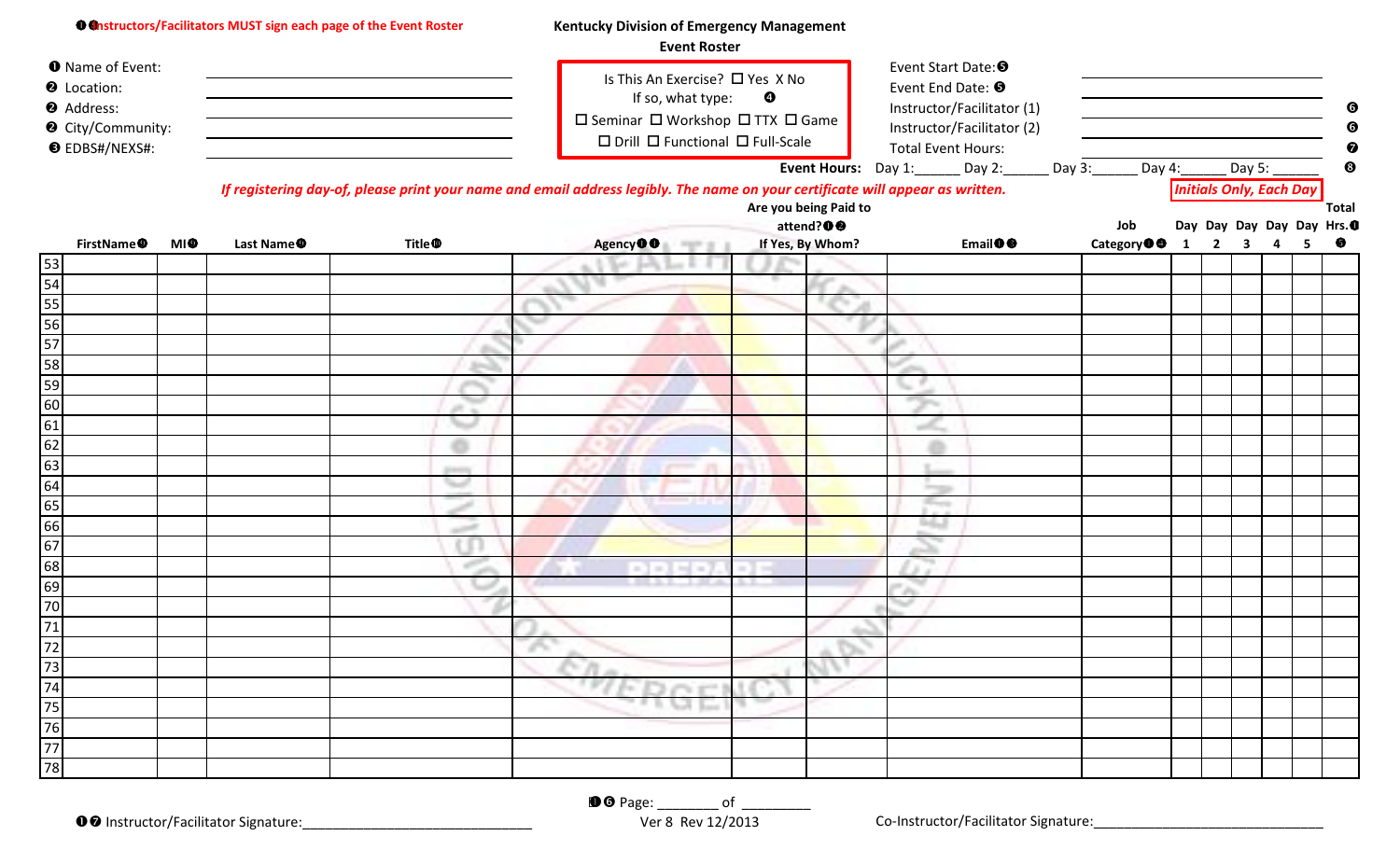❶❻Instructors/Facilitators MUST sign each page of the Event Roster

**Kentucky Division of Emergency Management**

**Event Roster**

❶ Name of Event: ______________________

❷ Location: ______________________

❷ Address: ______________________

❷ City/Community: ______________________

❸ EDBS#/NEXS#: ______________________

Is This An Exercise? ☐ Yes X No
If so, what type: ❹
☐ Seminar ☐ Workshop ☐ TTX ☐ Game
☐ Drill ☐ Functional ☐ Full-Scale

Event Start Date:❺ ______________________

Event End Date: ❺ ______________________

Instructor/Facilitator (1) ______________________ ❻

Instructor/Facilitator (2) ______________________ ❻

Total Event Hours: ______________________ ❼

**Event Hours:** Day 1:______ Day 2:______ Day 3:______ Day 4:______ Day 5: ______ ❽

*If registering day-of, please print your name and email address legibly. The name on your certificate will appear as written.*

*Initials Only, Each Day*

| | FirstName❾ | MI❾ | Last Name❾ | Title❿ | Agency❶❶ | Are you being Paid to attend?❶❷ | If Yes, By Whom? | Email❶❸ | Job Category❶❹ | Day 1 | Day 2 | Day 3 | Day 4 | Day 5 | Total Hrs.❶❺ |
|---|---|---|---|---|---|---|---|---|---|---|---|---|---|---|---|
| 53 | | | | | | | | | | | | | | | |
| 54 | | | | | | | | | | | | | | | |
| 55 | | | | | | | | | | | | | | | |
| 56 | | | | | | | | | | | | | | | |
| 57 | | | | | | | | | | | | | | | |
| 58 | | | | | | | | | | | | | | | |
| 59 | | | | | | | | | | | | | | | |
| 60 | | | | | | | | | | | | | | | |
| 61 | | | | | | | | | | | | | | | |
| 62 | | | | | | | | | | | | | | | |
| 63 | | | | | | | | | | | | | | | |
| 64 | | | | | | | | | | | | | | | |
| 65 | | | | | | | | | | | | | | | |
| 66 | | | | | | | | | | | | | | | |
| 67 | | | | | | | | | | | | | | | |
| 68 | | | | | | | | | | | | | | | |
| 69 | | | | | | | | | | | | | | | |
| 70 | | | | | | | | | | | | | | | |
| 71 | | | | | | | | | | | | | | | |
| 72 | | | | | | | | | | | | | | | |
| 73 | | | | | | | | | | | | | | | |
| 74 | | | | | | | | | | | | | | | |
| 75 | | | | | | | | | | | | | | | |
| 76 | | | | | | | | | | | | | | | |
| 77 | | | | | | | | | | | | | | | |
| 78 | | | | | | | | | | | | | | | |

❶❻ Page: ________ of _________

❶❼ Instructor/Facilitator Signature:______________________________

Ver 8 Rev 12/2013

Co-Instructor/Facilitator Signature:______________________________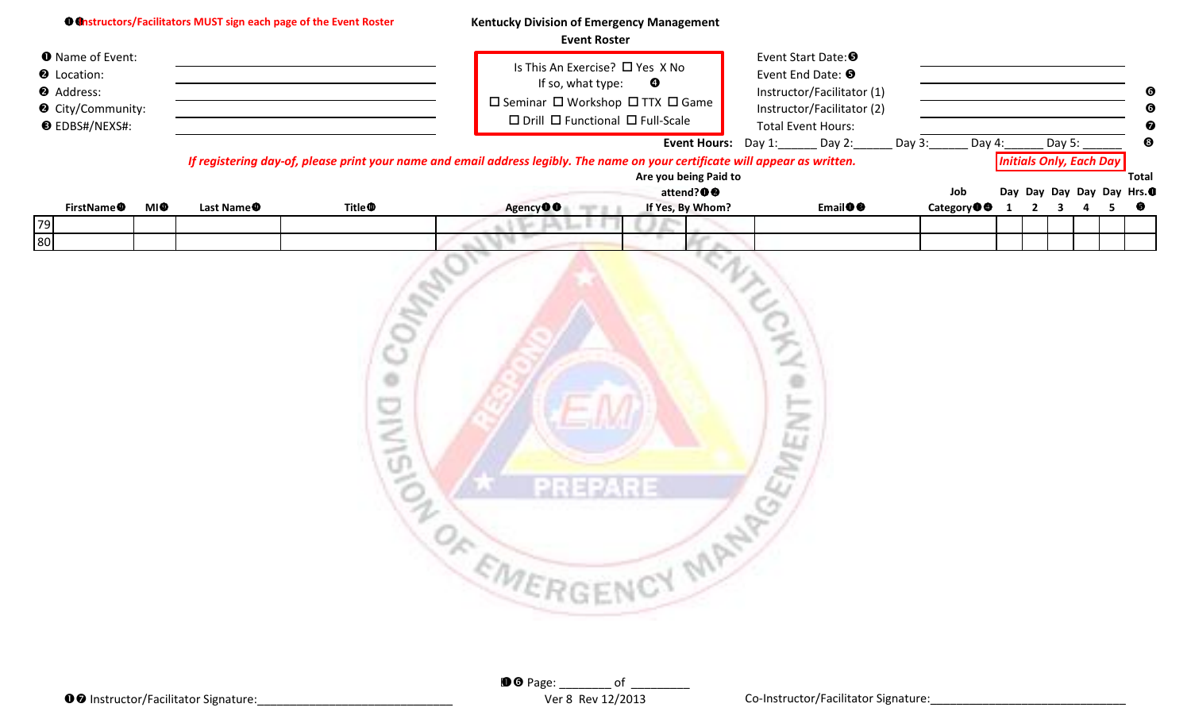❶❼Instructors/Facilitators MUST sign each page of the Event Roster

## Kentucky Division of Emergency Management
### Event Roster

❶ Name of Event: ______________________

❷ Location: ______________________

❷ Address: ______________________

❷ City/Community: ______________________

❸ EDBS#/NEXS#: ______________________

Is This An Exercise? ☐ Yes X No
If so, what type: ❹
☐ Seminar ☐ Workshop ☐ TTX ☐ Game
☐ Drill ☐ Functional ☐ Full-Scale

Event Start Date:❺ ______________________

Event End Date: ❺ ______________________

Instructor/Facilitator (1) ______________________ ❻

Instructor/Facilitator (2) ______________________ ❻

Total Event Hours: ______________________ ❼

**Event Hours:** Day 1:______ Day 2:______ Day 3:______ Day 4:______ Day 5: ______ ❽

***If registering day-of, please print your name and email address legibly. The name on your certificate will appear as written.***

***Initials Only, Each Day***

| | FirstName❾ | MI❿ | Last Name❿ | Title❿ | Agency❶❶ | Are you being Paid to attend?❶❷ | If Yes, By Whom? | Email❶❸ | Job Category❶❹ | Day 1 | Day 2 | Day 3 | Day 4 | Day 5 | Total Hrs.❶❺ |
|---|---|---|---|---|---|---|---|---|---|---|---|---|---|---|---|
| 79 | | | | | | | | | | | | | | | |
| 80 | | | | | | | | | | | | | | | |

❶❼ Instructor/Facilitator Signature:______________________________

❶❻ Page: ________ of _________
Ver 8 Rev 12/2013

Co-Instructor/Facilitator Signature:______________________________